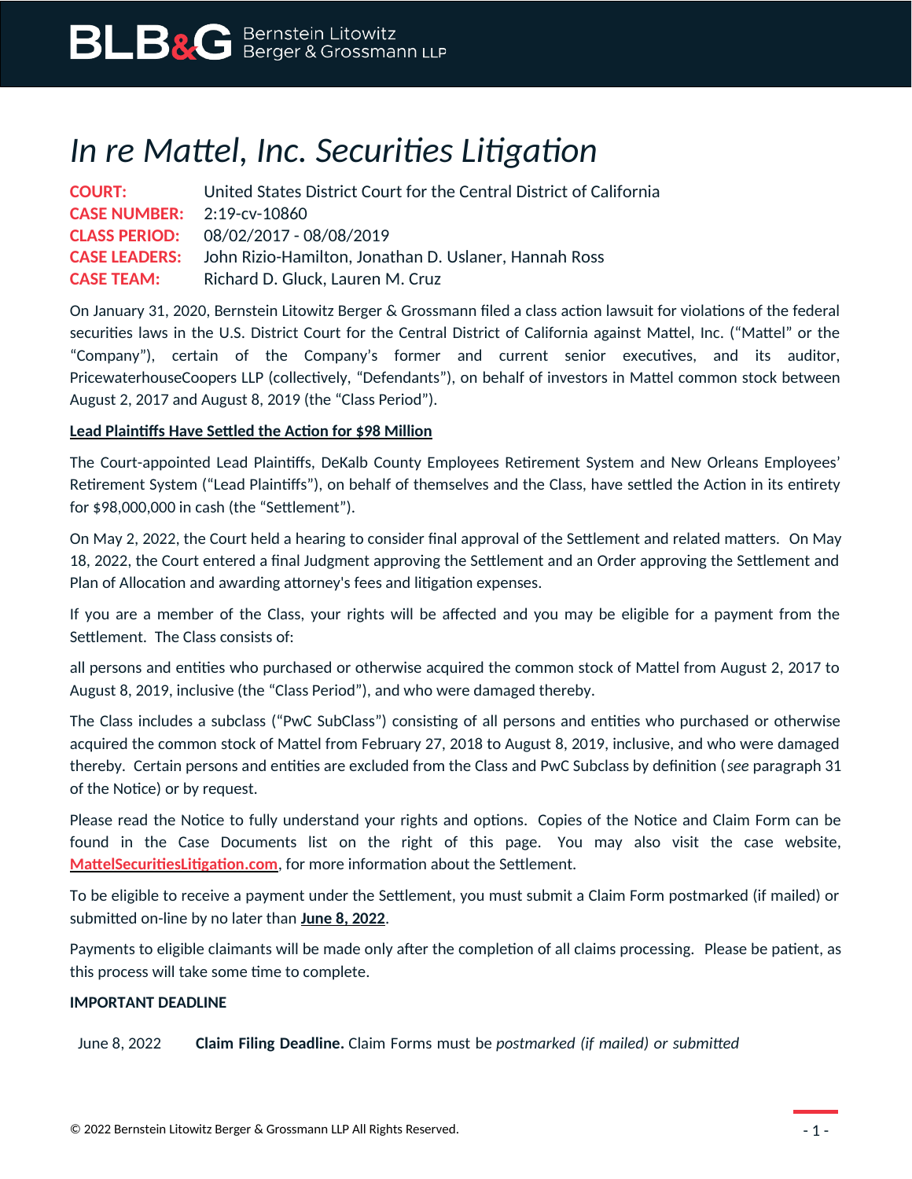# In re Mattel, Inc. Securities Litigation

**COURT:** United States District Court for the Central District of California
**CASE NUMBER:** 2:19-cv-10860
**CLASS PERIOD:** 08/02/2017 - 08/08/2019
**CASE LEADERS:** John Rizio-Hamilton, Jonathan D. Uslaner, Hannah Ross
**CASE TEAM:** Richard D. Gluck, Lauren M. Cruz

On January 31, 2020, Bernstein Litowitz Berger & Grossmann filed a class action lawsuit for violations of the federal securities laws in the U.S. District Court for the Central District of California against Mattel, Inc. ("Mattel" or the "Company"), certain of the Company's former and current senior executives, and its auditor, PricewaterhouseCoopers LLP (collectively, "Defendants"), on behalf of investors in Mattel common stock between August 2, 2017 and August 8, 2019 (the "Class Period").

**Lead Plaintiffs Have Settled the Action for $98 Million**

The Court-appointed Lead Plaintiffs, DeKalb County Employees Retirement System and New Orleans Employees' Retirement System ("Lead Plaintiffs"), on behalf of themselves and the Class, have settled the Action in its entirety for $98,000,000 in cash (the "Settlement").

On May 2, 2022, the Court held a hearing to consider final approval of the Settlement and related matters. On May 18, 2022, the Court entered a final Judgment approving the Settlement and an Order approving the Settlement and Plan of Allocation and awarding attorney's fees and litigation expenses.

If you are a member of the Class, your rights will be affected and you may be eligible for a payment from the Settlement. The Class consists of:

all persons and entities who purchased or otherwise acquired the common stock of Mattel from August 2, 2017 to August 8, 2019, inclusive (the "Class Period"), and who were damaged thereby.

The Class includes a subclass ("PwC SubClass") consisting of all persons and entities who purchased or otherwise acquired the common stock of Mattel from February 27, 2018 to August 8, 2019, inclusive, and who were damaged thereby. Certain persons and entities are excluded from the Class and PwC Subclass by definition (*see* paragraph 31 of the Notice) or by request.

Please read the Notice to fully understand your rights and options. Copies of the Notice and Claim Form can be found in the Case Documents list on the right of this page. You may also visit the case website, MattelSecuritiesLitigation.com, for more information about the Settlement.

To be eligible to receive a payment under the Settlement, you must submit a Claim Form postmarked (if mailed) or submitted on-line by no later than **June 8, 2022**.

Payments to eligible claimants will be made only after the completion of all claims processing. Please be patient, as this process will take some time to complete.

**IMPORTANT DEADLINE**

June 8, 2022 **Claim Filing Deadline.** Claim Forms must be *postmarked (if mailed) or submitted*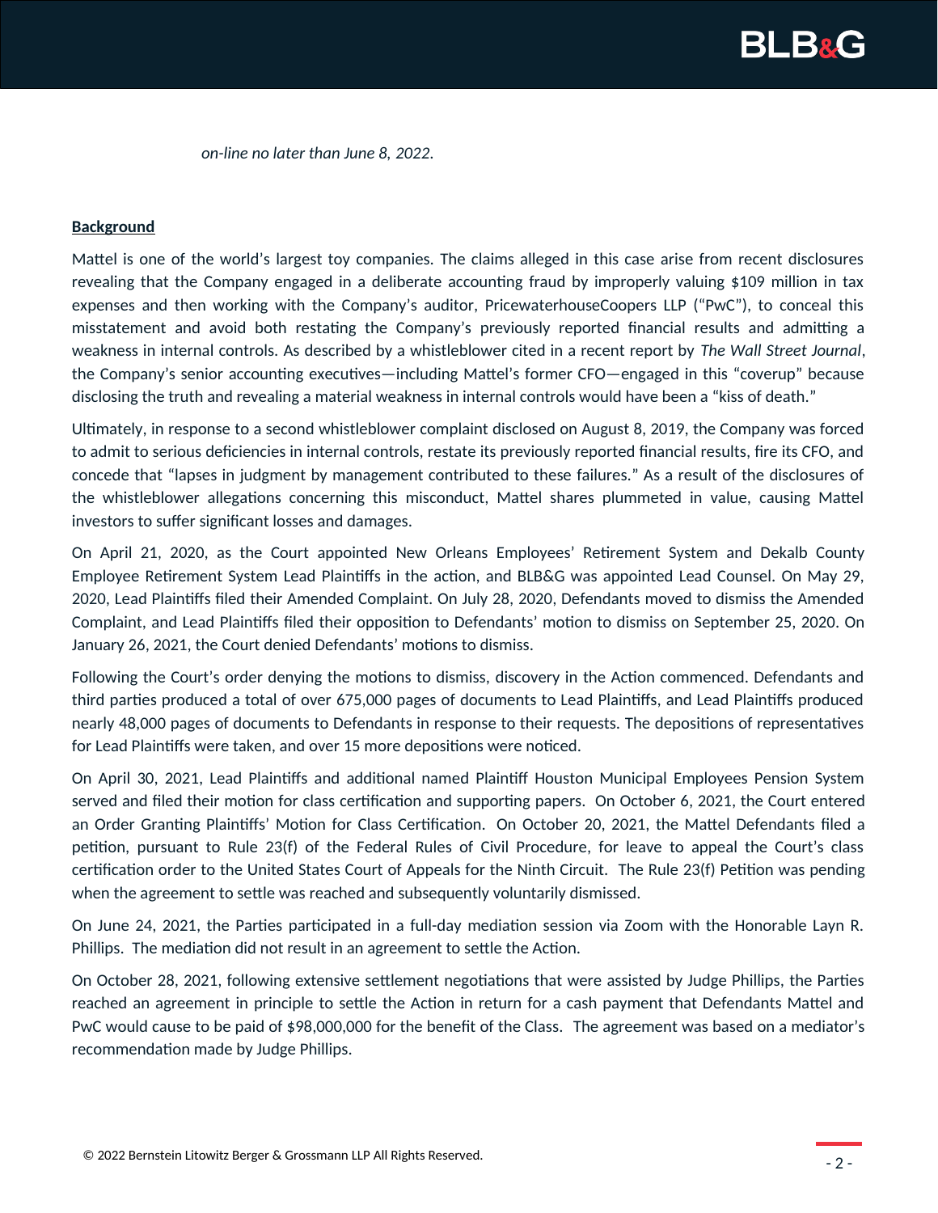*on-line no later than June 8, 2022.*

**Background**

Mattel is one of the world's largest toy companies. The claims alleged in this case arise from recent disclosures revealing that the Company engaged in a deliberate accounting fraud by improperly valuing $109 million in tax expenses and then working with the Company's auditor, PricewaterhouseCoopers LLP ("PwC"), to conceal this misstatement and avoid both restating the Company's previously reported financial results and admitting a weakness in internal controls. As described by a whistleblower cited in a recent report by *The Wall Street Journal*, the Company's senior accounting executives—including Mattel's former CFO—engaged in this "coverup" because disclosing the truth and revealing a material weakness in internal controls would have been a "kiss of death."

Ultimately, in response to a second whistleblower complaint disclosed on August 8, 2019, the Company was forced to admit to serious deficiencies in internal controls, restate its previously reported financial results, fire its CFO, and concede that "lapses in judgment by management contributed to these failures." As a result of the disclosures of the whistleblower allegations concerning this misconduct, Mattel shares plummeted in value, causing Mattel investors to suffer significant losses and damages.

On April 21, 2020, as the Court appointed New Orleans Employees' Retirement System and Dekalb County Employee Retirement System Lead Plaintiffs in the action, and BLB&G was appointed Lead Counsel. On May 29, 2020, Lead Plaintiffs filed their Amended Complaint. On July 28, 2020, Defendants moved to dismiss the Amended Complaint, and Lead Plaintiffs filed their opposition to Defendants' motion to dismiss on September 25, 2020. On January 26, 2021, the Court denied Defendants' motions to dismiss.

Following the Court's order denying the motions to dismiss, discovery in the Action commenced. Defendants and third parties produced a total of over 675,000 pages of documents to Lead Plaintiffs, and Lead Plaintiffs produced nearly 48,000 pages of documents to Defendants in response to their requests. The depositions of representatives for Lead Plaintiffs were taken, and over 15 more depositions were noticed.

On April 30, 2021, Lead Plaintiffs and additional named Plaintiff Houston Municipal Employees Pension System served and filed their motion for class certification and supporting papers. On October 6, 2021, the Court entered an Order Granting Plaintiffs' Motion for Class Certification. On October 20, 2021, the Mattel Defendants filed a petition, pursuant to Rule 23(f) of the Federal Rules of Civil Procedure, for leave to appeal the Court's class certification order to the United States Court of Appeals for the Ninth Circuit. The Rule 23(f) Petition was pending when the agreement to settle was reached and subsequently voluntarily dismissed.

On June 24, 2021, the Parties participated in a full-day mediation session via Zoom with the Honorable Layn R. Phillips. The mediation did not result in an agreement to settle the Action.

On October 28, 2021, following extensive settlement negotiations that were assisted by Judge Phillips, the Parties reached an agreement in principle to settle the Action in return for a cash payment that Defendants Mattel and PwC would cause to be paid of $98,000,000 for the benefit of the Class. The agreement was based on a mediator's recommendation made by Judge Phillips.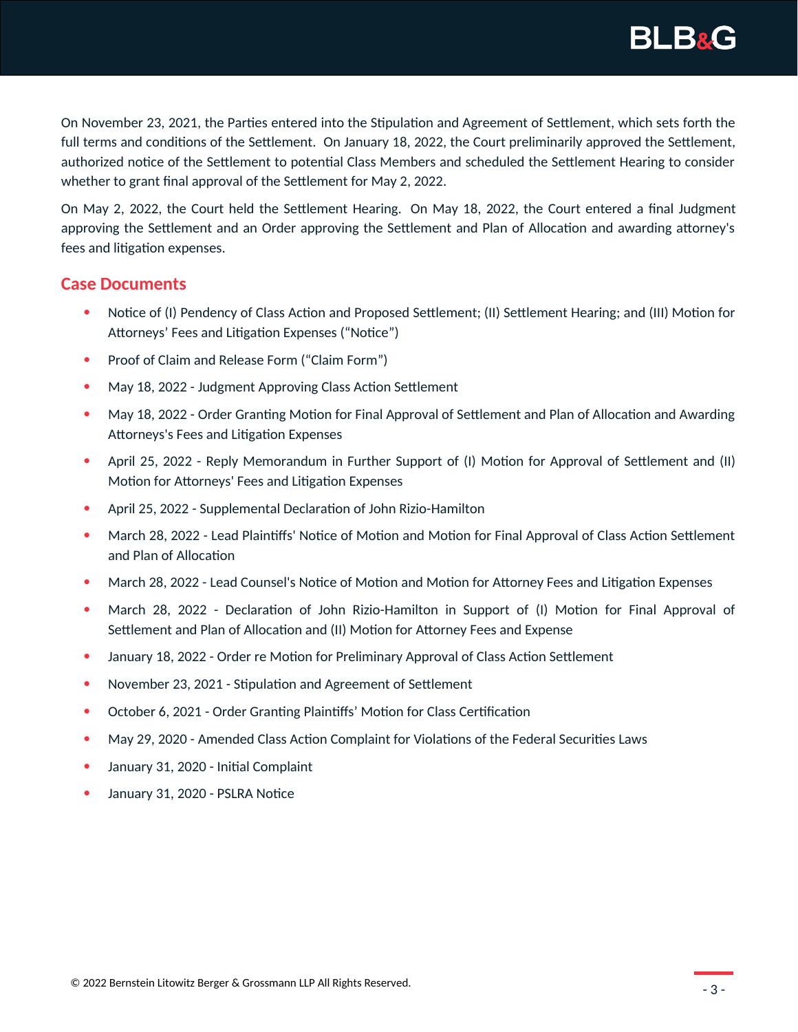On November 23, 2021, the Parties entered into the Stipulation and Agreement of Settlement, which sets forth the full terms and conditions of the Settlement. On January 18, 2022, the Court preliminarily approved the Settlement, authorized notice of the Settlement to potential Class Members and scheduled the Settlement Hearing to consider whether to grant final approval of the Settlement for May 2, 2022.

On May 2, 2022, the Court held the Settlement Hearing. On May 18, 2022, the Court entered a final Judgment approving the Settlement and an Order approving the Settlement and Plan of Allocation and awarding attorney's fees and litigation expenses.

## Case Documents

- Notice of (I) Pendency of Class Action and Proposed Settlement; (II) Settlement Hearing; and (III) Motion for Attorneys' Fees and Litigation Expenses ("Notice")
- Proof of Claim and Release Form ("Claim Form")
- May 18, 2022 - Judgment Approving Class Action Settlement
- May 18, 2022 - Order Granting Motion for Final Approval of Settlement and Plan of Allocation and Awarding Attorneys's Fees and Litigation Expenses
- April 25, 2022 - Reply Memorandum in Further Support of (I) Motion for Approval of Settlement and (II) Motion for Attorneys' Fees and Litigation Expenses
- April 25, 2022 - Supplemental Declaration of John Rizio-Hamilton
- March 28, 2022 - Lead Plaintiffs' Notice of Motion and Motion for Final Approval of Class Action Settlement and Plan of Allocation
- March 28, 2022 - Lead Counsel's Notice of Motion and Motion for Attorney Fees and Litigation Expenses
- March 28, 2022 - Declaration of John Rizio-Hamilton in Support of (I) Motion for Final Approval of Settlement and Plan of Allocation and (II) Motion for Attorney Fees and Expense
- January 18, 2022 - Order re Motion for Preliminary Approval of Class Action Settlement
- November 23, 2021 - Stipulation and Agreement of Settlement
- October 6, 2021 - Order Granting Plaintiffs' Motion for Class Certification
- May 29, 2020 - Amended Class Action Complaint for Violations of the Federal Securities Laws
- January 31, 2020 - Initial Complaint
- January 31, 2020 - PSLRA Notice

© 2022 Bernstein Litowitz Berger & Grossmann LLP All Rights Reserved.